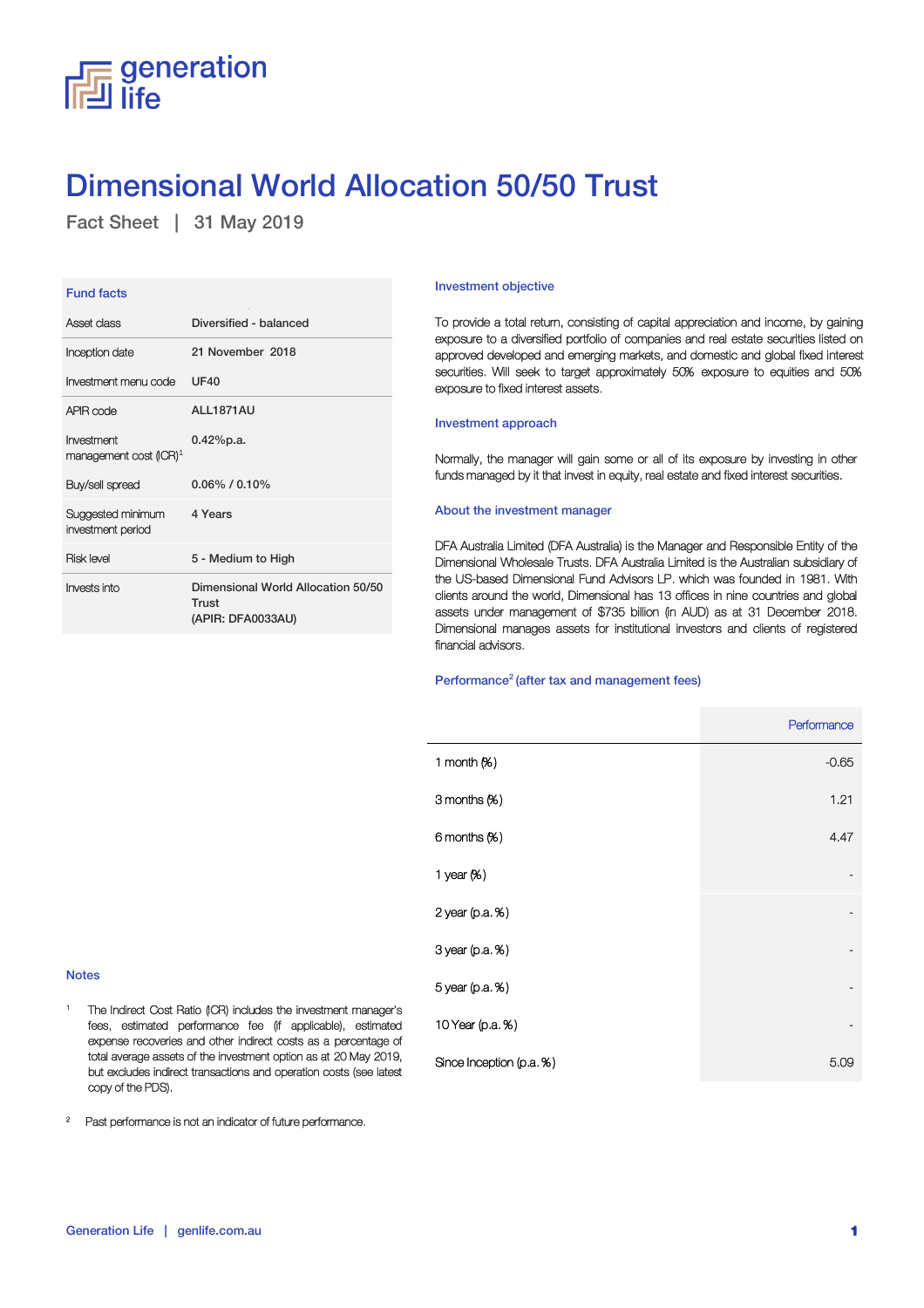# Dimensional World Allocation 50/50 Trust

Fact Sheet | 31 May 2019

## Fund facts

| | |
|---|---|
| Asset class | Diversified - balanced |
| Inception date | 21 November 2018 |
| Investment menu code | UF40 |
| APIR code | ALL1871AU |
| Investment management cost (ICR)[1] | 0.42%p.a. |
| Buy/sell spread | 0.06% / 0.10% |
| Suggested minimum investment period | 4 Years |
| Risk level | 5 - Medium to High |
| Invests into | Dimensional World Allocation 50/50 Trust (APIR: DFA0033AU) |

## Investment objective

To provide a total return, consisting of capital appreciation and income, by gaining exposure to a diversified portfolio of companies and real estate securities listed on approved developed and emerging markets, and domestic and global fixed interest securities. Will seek to target approximately 50% exposure to equities and 50% exposure to fixed interest assets.

## Investment approach

Normally, the manager will gain some or all of its exposure by investing in other funds managed by it that invest in equity, real estate and fixed interest securities.

## About the investment manager

DFA Australia Limited (DFA Australia) is the Manager and Responsible Entity of the Dimensional Wholesale Trusts. DFA Australia Limited is the Australian subsidiary of the US-based Dimensional Fund Advisors LP. which was founded in 1981. With clients around the world, Dimensional has 13 offices in nine countries and global assets under management of $735 billion (in AUD) as at 31 December 2018. Dimensional manages assets for institutional investors and clients of registered financial advisors.

## Performance[2] (after tax and management fees)

| | Performance |
|---|---|
| 1 month (%) | -0.65 |
| 3 months (%) | 1.21 |
| 6 months (%) | 4.47 |
| 1 year (%) | - |
| 2 year (p.a. %) | - |
| 3 year (p.a. %) | - |
| 5 year (p.a. %) | - |
| 10 Year (p.a. %) | - |
| Since Inception (p.a. %) | 5.09 |

## Notes

1. The Indirect Cost Ratio (ICR) includes the investment manager's fees, estimated performance fee (if applicable), estimated expense recoveries and other indirect costs as a percentage of total average assets of the investment option as at 20 May 2019, but excludes indirect transactions and operation costs (see latest copy of the PDS).

2. Past performance is not an indicator of future performance.

Generation Life | genlife.com.au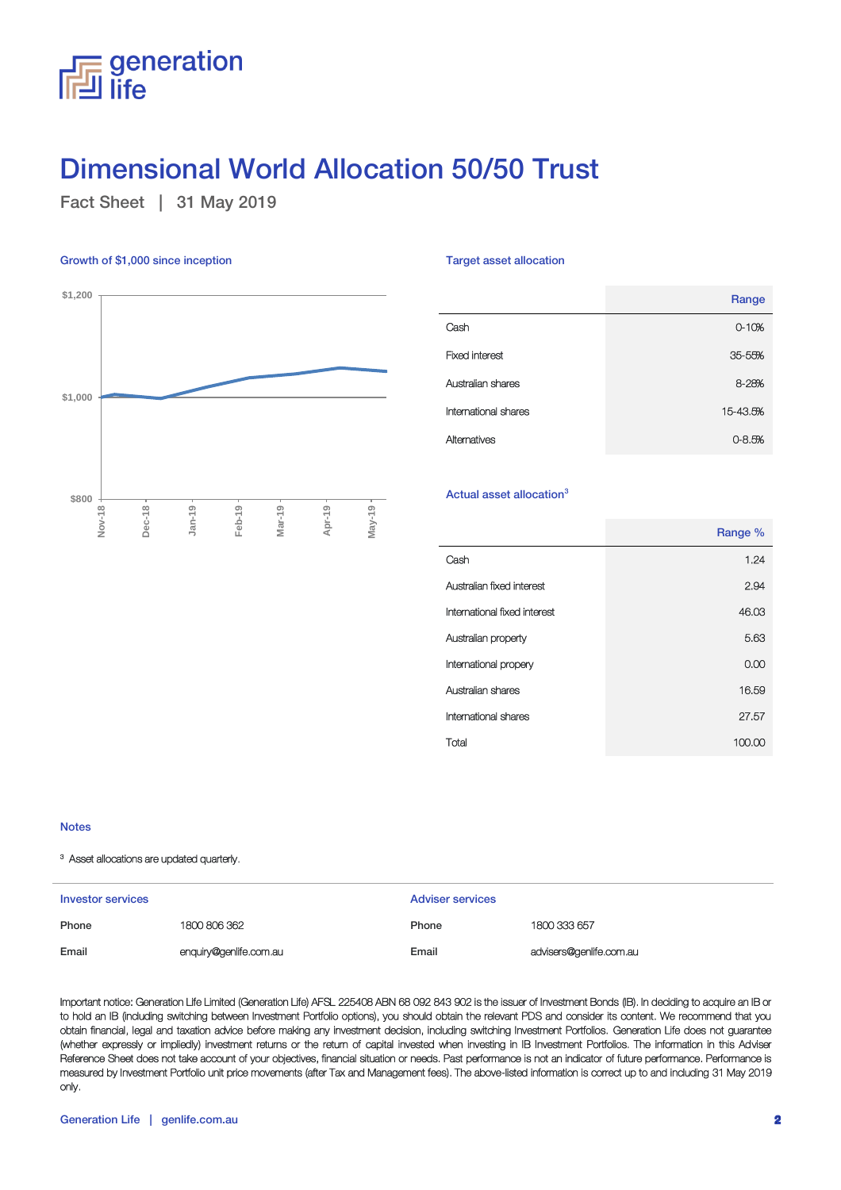# Dimensional World Allocation 50/50 Trust

Fact Sheet | 31 May 2019

### Growth of $1,000 since inception

$1,200
$1,000
$800
Nov-18
Dec-18
Jan-19
Feb-19
Mar-19
Apr-19
May-19

### Target asset allocation

| | Range |
|---|---|
| Cash | 0-10% |
| Fixed interest | 35-55% |
| Australian shares | 8-28% |
| International shares | 15-43.5% |
| Alternatives | 0-8.5% |

### Actual asset allocation[3]

| | Range % |
|---|---|
| Cash | 1.24 |
| Australian fixed interest | 2.94 |
| International fixed interest | 46.03 |
| Australian property | 5.63 |
| International propery | 0.00 |
| Australian shares | 16.59 |
| International shares | 27.57 |
| Total | 100.00 |

### Notes

[3] Asset allocations are updated quarterly.

### Investor services

**Phone** 1800 806 362

**Email** enquiry@genlife.com.au

### Adviser services

**Phone** 1800 333 657

**Email** advisers@genlife.com.au

Important notice: Generation Life Limited (Generation Life) AFSL 225408 ABN 68 092 843 902 is the issuer of Investment Bonds (IB). In deciding to acquire an IB or to hold an IB (including switching between Investment Portfolio options), you should obtain the relevant PDS and consider its content. We recommend that you obtain financial, legal and taxation advice before making any investment decision, including switching Investment Portfolios. Generation Life does not guarantee (whether expressly or impliedly) investment returns or the return of capital invested when investing in IB Investment Portfolios. The information in this Adviser Reference Sheet does not take account of your objectives, financial situation or needs. Past performance is not an indicator of future performance. Performance is measured by Investment Portfolio unit price movements (after Tax and Management fees). The above-listed information is correct up to and including 31 May 2019 only.